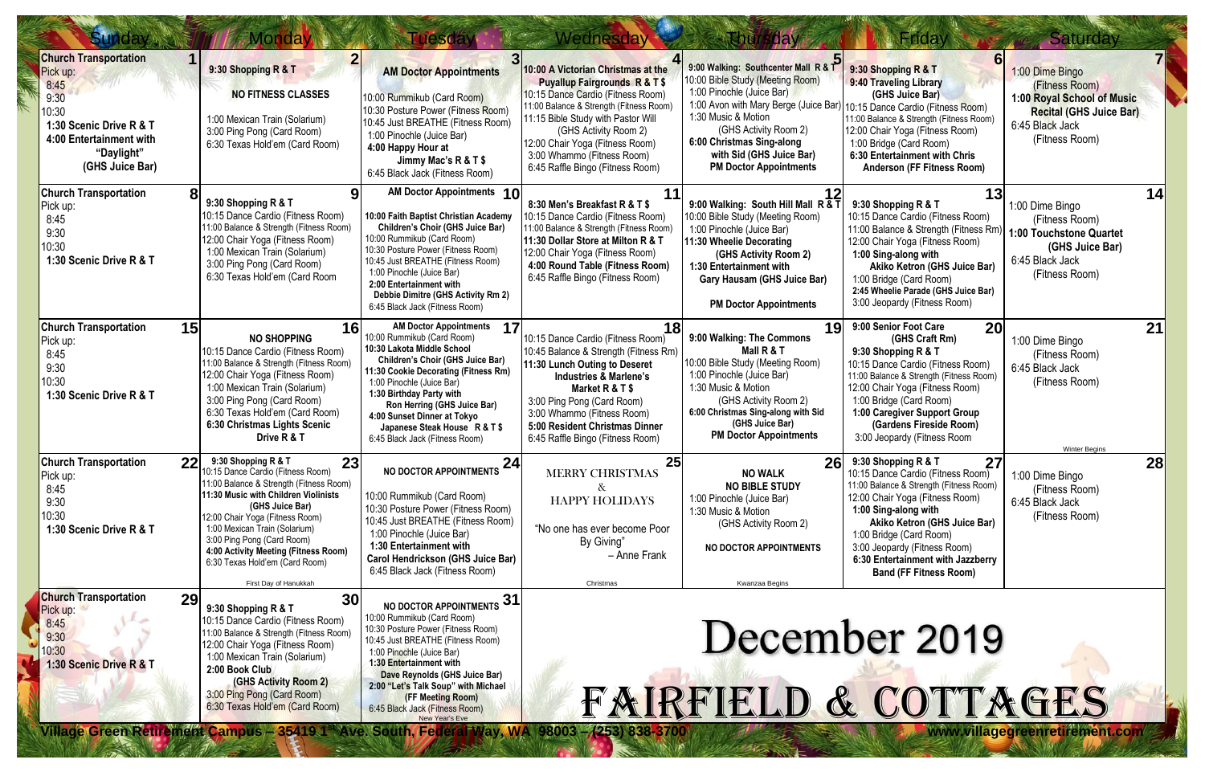# December 2019

## FAIRFIELD & COTTAGES

| Sunday | Monday | Tuesday | Wednesday | Thursday | Friday | Saturday |
|---|---|---|---|---|---|---|
| **1** Church Transportation Pick up: 8:45 9:30 10:30 **1:30 Scenic Drive R & T** **4:00 Entertainment with "Daylight" (GHS Juice Bar)** | **2** **9:30 Shopping R & T** **NO FITNESS CLASSES** 1:00 Mexican Train (Solarium) 3:00 Ping Pong (Card Room) 6:30 Texas Hold'em (Card Room) | **3** **AM Doctor Appointments** 10:00 Rummikub (Card Room) 10:30 Posture Power (Fitness Room) 10:45 Just BREATHE (Fitness Room) 1:00 Pinochle (Juice Bar) **4:00 Happy Hour at Jimmy Mac's R & T $** 6:45 Black Jack (Fitness Room) | **4** **10:00 A Victorian Christmas at the Puyallup Fairgrounds R & T $** 10:15 Dance Cardio (Fitness Room) 11:00 Balance & Strength (Fitness Room) 11:15 Bible Study with Pastor Will (GHS Activity Room 2) 12:00 Chair Yoga (Fitness Room) 3:00 Whammo (Fitness Room) 6:45 Raffle Bingo (Fitness Room) | **5** **9:00 Walking: Southcenter Mall R & T** 10:00 Bible Study (Meeting Room) 1:00 Pinochle (Juice Bar) 1:00 Avon with Mary Berge (Juice Bar) 1:30 Music & Motion (GHS Activity Room 2) **6:00 Christmas Sing-along with Sid (GHS Juice Bar)** **PM Doctor Appointments** | **6** **9:30 Shopping R & T** **9:40 Traveling Library (GHS Juice Bar)** 10:15 Dance Cardio (Fitness Room) 11:00 Balance & Strength (Fitness Room) 12:00 Chair Yoga (Fitness Room) 1:00 Bridge (Card Room) **6:30 Entertainment with Chris Anderson (FF Fitness Room)** | **7** 1:00 Dime Bingo (Fitness Room) **1:00 Royal School of Music Recital (GHS Juice Bar)** 6:45 Black Jack (Fitness Room) |
| **8** Church Transportation Pick up: 8:45 9:30 10:30 **1:30 Scenic Drive R & T** | **9** **9:30 Shopping R & T** 10:15 Dance Cardio (Fitness Room) 11:00 Balance & Strength (Fitness Room) 12:00 Chair Yoga (Fitness Room) 1:00 Mexican Train (Solarium) 3:00 Ping Pong (Card Room) 6:30 Texas Hold'em (Card Room | **10** **AM Doctor Appointments** **10:00 Faith Baptist Christian Academy Children's Choir (GHS Juice Bar)** 10:00 Rummikub (Card Room) 10:30 Posture Power (Fitness Room) 10:45 Just BREATHE (Fitness Room) 1:00 Pinochle (Juice Bar) **2:00 Entertainment with Debbie Dimitre (GHS Activity Rm 2)** 6:45 Black Jack (Fitness Room) | **11** **8:30 Men's Breakfast R & T $** 10:15 Dance Cardio (Fitness Room) 11:00 Balance & Strength (Fitness Room) **11:30 Dollar Store at Milton R & T** 12:00 Chair Yoga (Fitness Room) **4:00 Round Table (Fitness Room)** 6:45 Raffle Bingo (Fitness Room) | **12** **9:00 Walking: South Hill Mall R & T** 10:00 Bible Study (Meeting Room) 1:00 Pinochle (Juice Bar) **11:30 Wheelie Decorating (GHS Activity Room 2)** **1:30 Entertainment with Gary Hausam (GHS Juice Bar)** **PM Doctor Appointments** | **13** **9:30 Shopping R & T** 10:15 Dance Cardio (Fitness Room) 11:00 Balance & Strength (Fitness Rm) 12:00 Chair Yoga (Fitness Room) **1:00 Sing-along with Akiko Ketron (GHS Juice Bar)** 1:00 Bridge (Card Room) **2:45 Wheelie Parade (GHS Juice Bar)** 3:00 Jeopardy (Fitness Room) | **14** 1:00 Dime Bingo (Fitness Room) **1:00 Touchstone Quartet (GHS Juice Bar)** 6:45 Black Jack (Fitness Room) |
| **15** Church Transportation Pick up: 8:45 9:30 10:30 **1:30 Scenic Drive R & T** | **16** **NO SHOPPING** 10:15 Dance Cardio (Fitness Room) 11:00 Balance & Strength (Fitness Room) 12:00 Chair Yoga (Fitness Room) 1:00 Mexican Train (Solarium) 3:00 Ping Pong (Card Room) 6:30 Texas Hold'em (Card Room) **6:30 Christmas Lights Scenic Drive R & T** | **17** **AM Doctor Appointments** 10:00 Rummikub (Card Room) **10:30 Lakota Middle School Children's Choir (GHS Juice Bar)** **11:30 Cookie Decorating (Fitness Rm)** 1:00 Pinochle (Juice Bar) **1:30 Birthday Party with Ron Herring (GHS Juice Bar)** **4:00 Sunset Dinner at Tokyo Japanese Steak House R & T $** 6:45 Black Jack (Fitness Room) | **18** 10:15 Dance Cardio (Fitness Room) 10:45 Balance & Strength (Fitness Rm) **11:30 Lunch Outing to Deseret Industries & Marlene's Market R & T $** 3:00 Ping Pong (Card Room) 3:00 Whammo (Fitness Room) **5:00 Resident Christmas Dinner** 6:45 Raffle Bingo (Fitness Room) | **19** **9:00 Walking: The Commons Mall R & T** 10:00 Bible Study (Meeting Room) 1:00 Pinochle (Juice Bar) 1:30 Music & Motion (GHS Activity Room 2) **6:00 Christmas Sing-along with Sid (GHS Juice Bar)** **PM Doctor Appointments** | **20** **9:00 Senior Foot Care (GHS Craft Rm)** **9:30 Shopping R & T** 10:15 Dance Cardio (Fitness Room) 11:00 Balance & Strength (Fitness Room) 12:00 Chair Yoga (Fitness Room) 1:00 Bridge (Card Room) **1:00 Caregiver Support Group (Gardens Fireside Room)** 3:00 Jeopardy (Fitness Room | **21** 1:00 Dime Bingo (Fitness Room) 6:45 Black Jack (Fitness Room) Winter Begins |
| **22** Church Transportation Pick up: 8:45 9:30 10:30 **1:30 Scenic Drive R & T** | **23** **9:30 Shopping R & T** 10:15 Dance Cardio (Fitness Room) 11:00 Balance & Strength (Fitness Room) **11:30 Music with Children Violinists (GHS Juice Bar)** 12:00 Chair Yoga (Fitness Room) 1:00 Mexican Train (Solarium) 3:00 Ping Pong (Card Room) **4:00 Activity Meeting (Fitness Room)** 6:30 Texas Hold'em (Card Room) First Day of Hanukkah | **24** **NO DOCTOR APPOINTMENTS** 10:00 Rummikub (Card Room) 10:30 Posture Power (Fitness Room) 10:45 Just BREATHE (Fitness Room) 1:00 Pinochle (Juice Bar) **1:30 Entertainment with Carol Hendrickson (GHS Juice Bar)** 6:45 Black Jack (Fitness Room) | **25** MERRY CHRISTMAS & HAPPY HOLIDAYS "No one has ever become Poor By Giving" – Anne Frank Christmas | **26** **NO WALK** **NO BIBLE STUDY** 1:00 Pinochle (Juice Bar) 1:30 Music & Motion (GHS Activity Room 2) **NO DOCTOR APPOINTMENTS** Kwanzaa Begins | **27** **9:30 Shopping R & T** 10:15 Dance Cardio (Fitness Room) 11:00 Balance & Strength (Fitness Room) 12:00 Chair Yoga (Fitness Room) **1:00 Sing-along with Akiko Ketron (GHS Juice Bar)** 1:00 Bridge (Card Room) 3:00 Jeopardy (Fitness Room) **6:30 Entertainment with Jazzberry Band (FF Fitness Room)** | **28** 1:00 Dime Bingo (Fitness Room) 6:45 Black Jack (Fitness Room) |
| **29** Church Transportation Pick up: 8:45 9:30 10:30 **1:30 Scenic Drive R & T** | **30** **9:30 Shopping R & T** 10:15 Dance Cardio (Fitness Room) 11:00 Balance & Strength (Fitness Room) 12:00 Chair Yoga (Fitness Room) 1:00 Mexican Train (Solarium) **2:00 Book Club (GHS Activity Room 2)** 3:00 Ping Pong (Card Room) 6:30 Texas Hold'em (Card Room) | **31** **NO DOCTOR APPOINTMENTS** 10:00 Rummikub (Card Room) 10:30 Posture Power (Fitness Room) 10:45 Just BREATHE (Fitness Room) 1:00 Pinochle (Juice Bar) **1:30 Entertainment with Dave Reynolds (GHS Juice Bar)** **2:00 "Let's Talk Soup" with Michael (FF Meeting Room)** 6:45 Black Jack (Fitness Room) New Year's Eve | | | | |

Village Green Retirement Campus – 35419 1st Ave. South, Federal Way, WA 98003 – (253) 838-3700 www.villagegreenretirement.com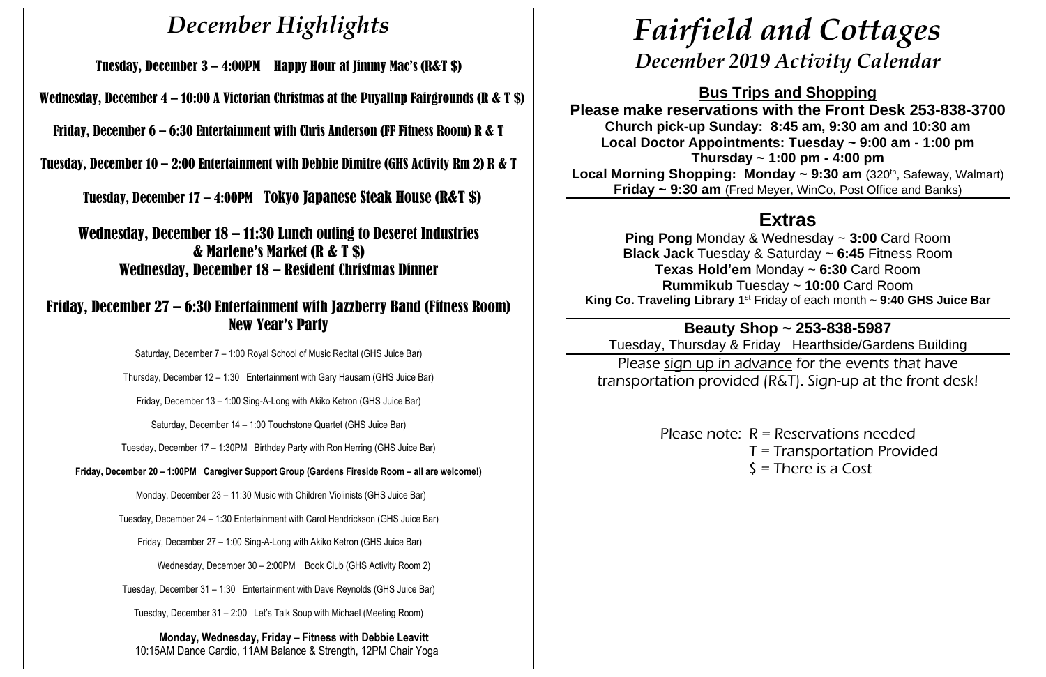# December Highlights

**Tuesday, December 3 – 4:00PM Happy Hour at Jimmy Mac's (R&T $)**

**Wednesday, December 4 – 10:00 A Victorian Christmas at the Puyallup Fairgrounds (R & T $)**

**Friday, December 6 – 6:30 Entertainment with Chris Anderson (FF Fitness Room) R & T**

**Tuesday, December 10 – 2:00 Entertainment with Debbie Dimitre (GHS Activity Rm 2) R & T**

**Tuesday, December 17 – 4:00PM Tokyo Japanese Steak House (R&T $)**

**Wednesday, December 18 – 11:30 Lunch outing to Deseret Industries & Marlene's Market (R & T $)**
**Wednesday, December 18 – Resident Christmas Dinner**

**Friday, December 27 – 6:30 Entertainment with Jazzberry Band (Fitness Room) New Year's Party**

Saturday, December 7 – 1:00 Royal School of Music Recital (GHS Juice Bar)

Thursday, December 12 – 1:30 Entertainment with Gary Hausam (GHS Juice Bar)

Friday, December 13 – 1:00 Sing-A-Long with Akiko Ketron (GHS Juice Bar)

Saturday, December 14 – 1:00 Touchstone Quartet (GHS Juice Bar)

Tuesday, December 17 – 1:30PM Birthday Party with Ron Herring (GHS Juice Bar)

**Friday, December 20 – 1:00PM Caregiver Support Group (Gardens Fireside Room – all are welcome!)**

Monday, December 23 – 11:30 Music with Children Violinists (GHS Juice Bar)

Tuesday, December 24 – 1:30 Entertainment with Carol Hendrickson (GHS Juice Bar)

Friday, December 27 – 1:00 Sing-A-Long with Akiko Ketron (GHS Juice Bar)

Wednesday, December 30 – 2:00PM Book Club (GHS Activity Room 2)

Tuesday, December 31 – 1:30 Entertainment with Dave Reynolds (GHS Juice Bar)

Tuesday, December 31 – 2:00 Let's Talk Soup with Michael (Meeting Room)

**Monday, Wednesday, Friday – Fitness with Debbie Leavitt**
10:15AM Dance Cardio, 11AM Balance & Strength, 12PM Chair Yoga

# *Fairfield and Cottages*

## *December 2019 Activity Calendar*

### Bus Trips and Shopping

**Please make reservations with the Front Desk 253-838-3700**
**Church pick-up Sunday: 8:45 am, 9:30 am and 10:30 am**
**Local Doctor Appointments: Tuesday ~ 9:00 am - 1:00 pm**
**Thursday ~ 1:00 pm - 4:00 pm**
**Local Morning Shopping: Monday ~ 9:30 am** (320th, Safeway, Walmart)
**Friday ~ 9:30 am** (Fred Meyer, WinCo, Post Office and Banks)

### Extras

**Ping Pong** Monday & Wednesday ~ **3:00** Card Room
**Black Jack** Tuesday & Saturday ~ **6:45** Fitness Room
**Texas Hold'em** Monday ~ **6:30** Card Room
**Rummikub** Tuesday ~ **10:00** Card Room
**King Co. Traveling Library** 1st Friday of each month ~ **9:40 GHS Juice Bar**

### Beauty Shop ~ 253-838-5987

Tuesday, Thursday & Friday Hearthside/Gardens Building

Please sign up in advance for the events that have transportation provided (R&T). Sign-up at the front desk!

Please note: R = Reservations needed
T = Transportation Provided
$ = There is a Cost